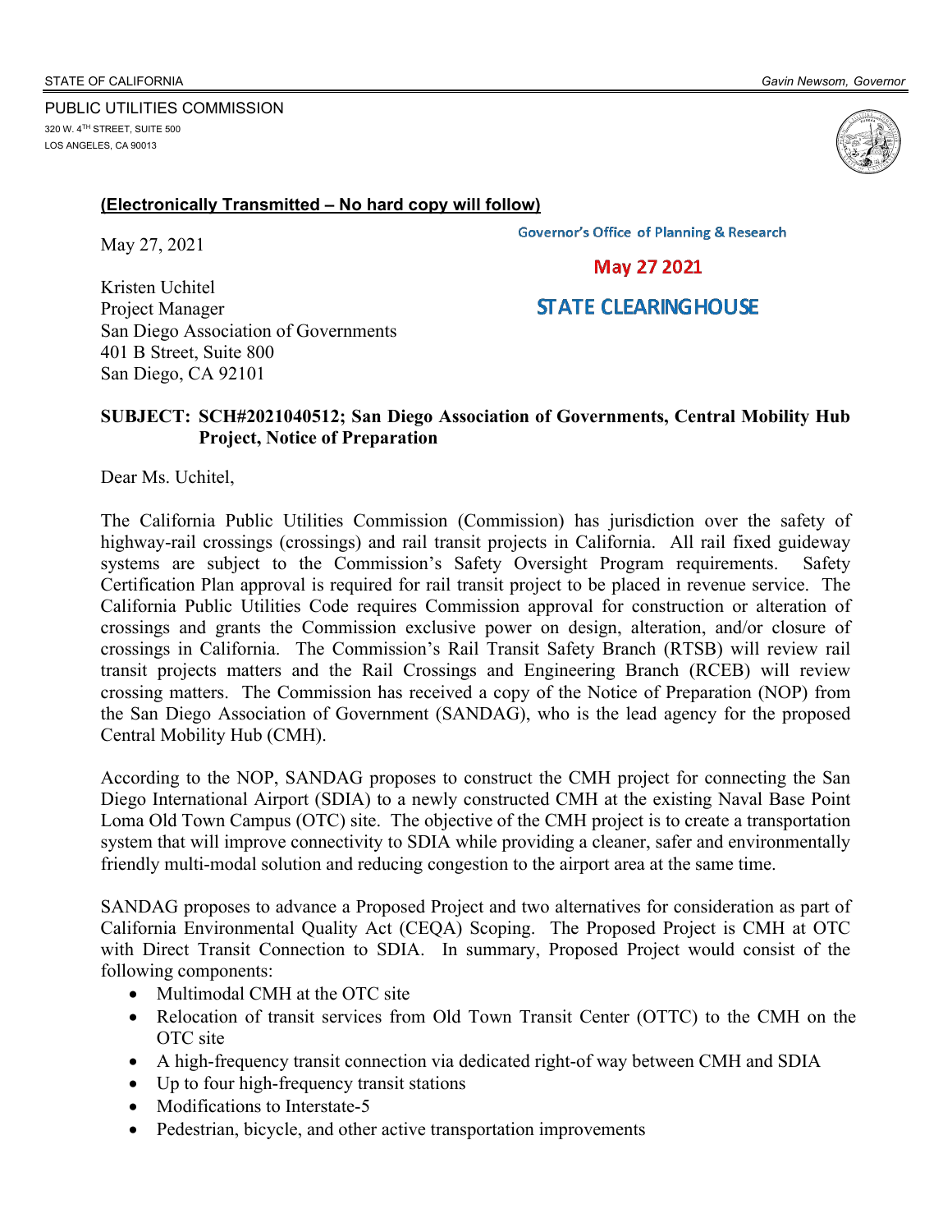STATE OF CALIFORNIA *Gavin Newsom, Governor*

PUBLIC UTILITIES COMMISSION
320 W. 4TH STREET, SUITE 500
LOS ANGELES, CA 90013

**(Electronically Transmitted – No hard copy will follow)**

Governor's Office of Planning & Research

May 27 2021

STATE CLEARINGHOUSE

May 27, 2021

Kristen Uchitel
Project Manager
San Diego Association of Governments
401 B Street, Suite 800
San Diego, CA 92101

**SUBJECT: SCH#2021040512; San Diego Association of Governments, Central Mobility Hub Project, Notice of Preparation**

Dear Ms. Uchitel,

The California Public Utilities Commission (Commission) has jurisdiction over the safety of highway-rail crossings (crossings) and rail transit projects in California. All rail fixed guideway systems are subject to the Commission's Safety Oversight Program requirements. Safety Certification Plan approval is required for rail transit project to be placed in revenue service. The California Public Utilities Code requires Commission approval for construction or alteration of crossings and grants the Commission exclusive power on design, alteration, and/or closure of crossings in California. The Commission's Rail Transit Safety Branch (RTSB) will review rail transit projects matters and the Rail Crossings and Engineering Branch (RCEB) will review crossing matters. The Commission has received a copy of the Notice of Preparation (NOP) from the San Diego Association of Government (SANDAG), who is the lead agency for the proposed Central Mobility Hub (CMH).

According to the NOP, SANDAG proposes to construct the CMH project for connecting the San Diego International Airport (SDIA) to a newly constructed CMH at the existing Naval Base Point Loma Old Town Campus (OTC) site. The objective of the CMH project is to create a transportation system that will improve connectivity to SDIA while providing a cleaner, safer and environmentally friendly multi-modal solution and reducing congestion to the airport area at the same time.

SANDAG proposes to advance a Proposed Project and two alternatives for consideration as part of California Environmental Quality Act (CEQA) Scoping. The Proposed Project is CMH at OTC with Direct Transit Connection to SDIA. In summary, Proposed Project would consist of the following components:

- Multimodal CMH at the OTC site
- Relocation of transit services from Old Town Transit Center (OTTC) to the CMH on the OTC site
- A high-frequency transit connection via dedicated right-of way between CMH and SDIA
- Up to four high-frequency transit stations
- Modifications to Interstate-5
- Pedestrian, bicycle, and other active transportation improvements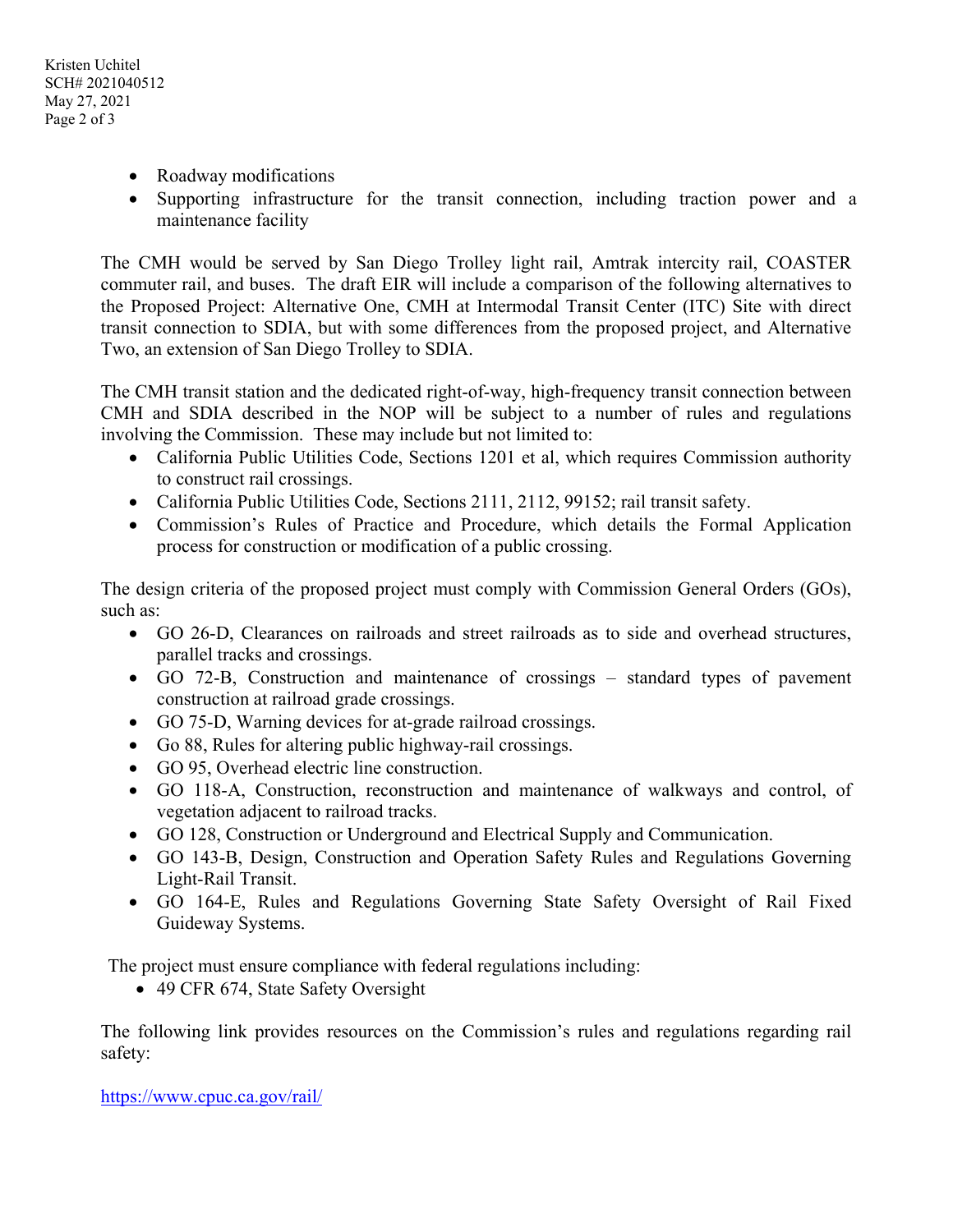- Roadway modifications
- Supporting infrastructure for the transit connection, including traction power and a maintenance facility

The CMH would be served by San Diego Trolley light rail, Amtrak intercity rail, COASTER commuter rail, and buses. The draft EIR will include a comparison of the following alternatives to the Proposed Project: Alternative One, CMH at Intermodal Transit Center (ITC) Site with direct transit connection to SDIA, but with some differences from the proposed project, and Alternative Two, an extension of San Diego Trolley to SDIA.

The CMH transit station and the dedicated right-of-way, high-frequency transit connection between CMH and SDIA described in the NOP will be subject to a number of rules and regulations involving the Commission. These may include but not limited to:

- California Public Utilities Code, Sections 1201 et al, which requires Commission authority to construct rail crossings.
- California Public Utilities Code, Sections 2111, 2112, 99152; rail transit safety.
- Commission's Rules of Practice and Procedure, which details the Formal Application process for construction or modification of a public crossing.

The design criteria of the proposed project must comply with Commission General Orders (GOs), such as:

- GO 26-D, Clearances on railroads and street railroads as to side and overhead structures, parallel tracks and crossings.
- GO 72-B, Construction and maintenance of crossings – standard types of pavement construction at railroad grade crossings.
- GO 75-D, Warning devices for at-grade railroad crossings.
- Go 88, Rules for altering public highway-rail crossings.
- GO 95, Overhead electric line construction.
- GO 118-A, Construction, reconstruction and maintenance of walkways and control, of vegetation adjacent to railroad tracks.
- GO 128, Construction or Underground and Electrical Supply and Communication.
- GO 143-B, Design, Construction and Operation Safety Rules and Regulations Governing Light-Rail Transit.
- GO 164-E, Rules and Regulations Governing State Safety Oversight of Rail Fixed Guideway Systems.

The project must ensure compliance with federal regulations including:

- 49 CFR 674, State Safety Oversight

The following link provides resources on the Commission's rules and regulations regarding rail safety:

https://www.cpuc.ca.gov/rail/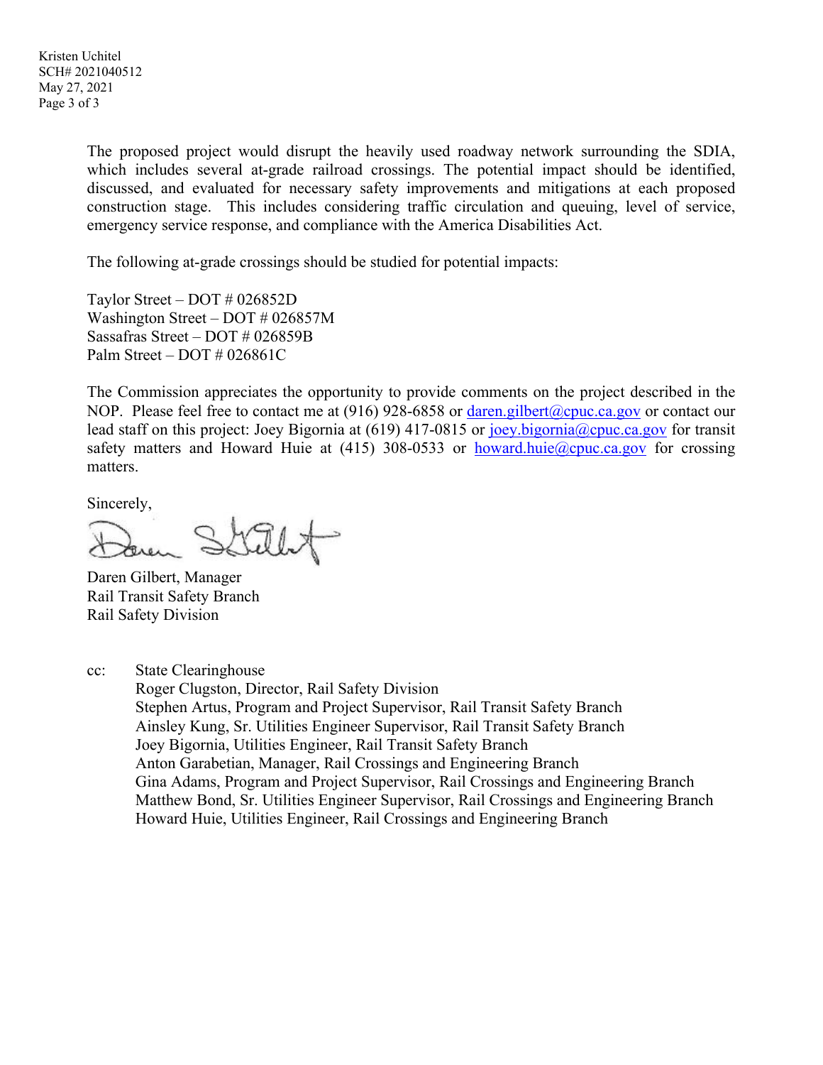The proposed project would disrupt the heavily used roadway network surrounding the SDIA, which includes several at-grade railroad crossings. The potential impact should be identified, discussed, and evaluated for necessary safety improvements and mitigations at each proposed construction stage. This includes considering traffic circulation and queuing, level of service, emergency service response, and compliance with the America Disabilities Act.

The following at-grade crossings should be studied for potential impacts:

Taylor Street – DOT # 026852D
Washington Street – DOT # 026857M
Sassafras Street – DOT # 026859B
Palm Street – DOT # 026861C

The Commission appreciates the opportunity to provide comments on the project described in the NOP. Please feel free to contact me at (916) 928-6858 or daren.gilbert@cpuc.ca.gov or contact our lead staff on this project: Joey Bigornia at (619) 417-0815 or joey.bigornia@cpuc.ca.gov for transit safety matters and Howard Huie at (415) 308-0533 or howard.huie@cpuc.ca.gov for crossing matters.

Sincerely,

Daren Gilbert, Manager
Rail Transit Safety Branch
Rail Safety Division

cc: State Clearinghouse
Roger Clugston, Director, Rail Safety Division
Stephen Artus, Program and Project Supervisor, Rail Transit Safety Branch
Ainsley Kung, Sr. Utilities Engineer Supervisor, Rail Transit Safety Branch
Joey Bigornia, Utilities Engineer, Rail Transit Safety Branch
Anton Garabetian, Manager, Rail Crossings and Engineering Branch
Gina Adams, Program and Project Supervisor, Rail Crossings and Engineering Branch
Matthew Bond, Sr. Utilities Engineer Supervisor, Rail Crossings and Engineering Branch
Howard Huie, Utilities Engineer, Rail Crossings and Engineering Branch